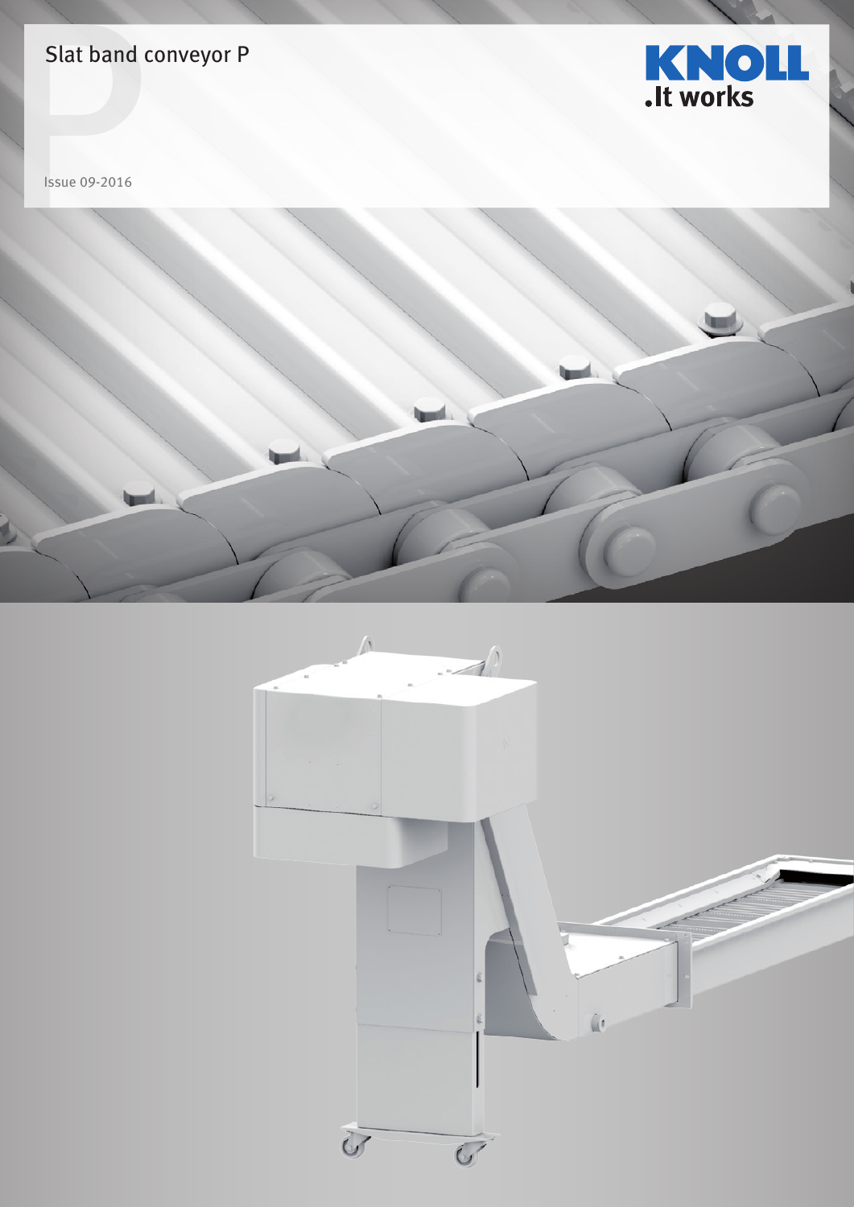# Slat band conveyor P

KNOLL
.It works

Issue 09-2016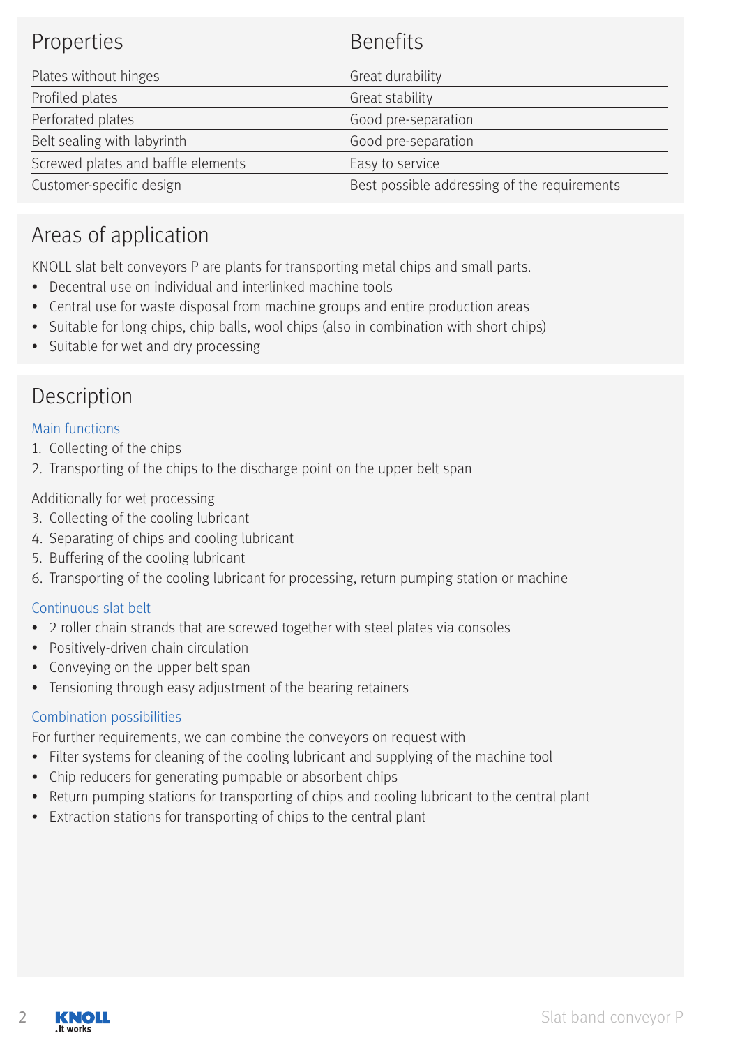| Properties | Benefits |
|---|---|
| Plates without hinges | Great durability |
| Profiled plates | Great stability |
| Perforated plates | Good pre-separation |
| Belt sealing with labyrinth | Good pre-separation |
| Screwed plates and baffle elements | Easy to service |
| Customer-specific design | Best possible addressing of the requirements |

## Areas of application

KNOLL slat belt conveyors P are plants for transporting metal chips and small parts.

- Decentral use on individual and interlinked machine tools
- Central use for waste disposal from machine groups and entire production areas
- Suitable for long chips, chip balls, wool chips (also in combination with short chips)
- Suitable for wet and dry processing

## Description

### Main functions

1. Collecting of the chips
2. Transporting of the chips to the discharge point on the upper belt span

Additionally for wet processing

3. Collecting of the cooling lubricant
4. Separating of chips and cooling lubricant
5. Buffering of the cooling lubricant
6. Transporting of the cooling lubricant for processing, return pumping station or machine

### Continuous slat belt

- 2 roller chain strands that are screwed together with steel plates via consoles
- Positively-driven chain circulation
- Conveying on the upper belt span
- Tensioning through easy adjustment of the bearing retainers

### Combination possibilities

For further requirements, we can combine the conveyors on request with

- Filter systems for cleaning of the cooling lubricant and supplying of the machine tool
- Chip reducers for generating pumpable or absorbent chips
- Return pumping stations for transporting of chips and cooling lubricant to the central plant
- Extraction stations for transporting of chips to the central plant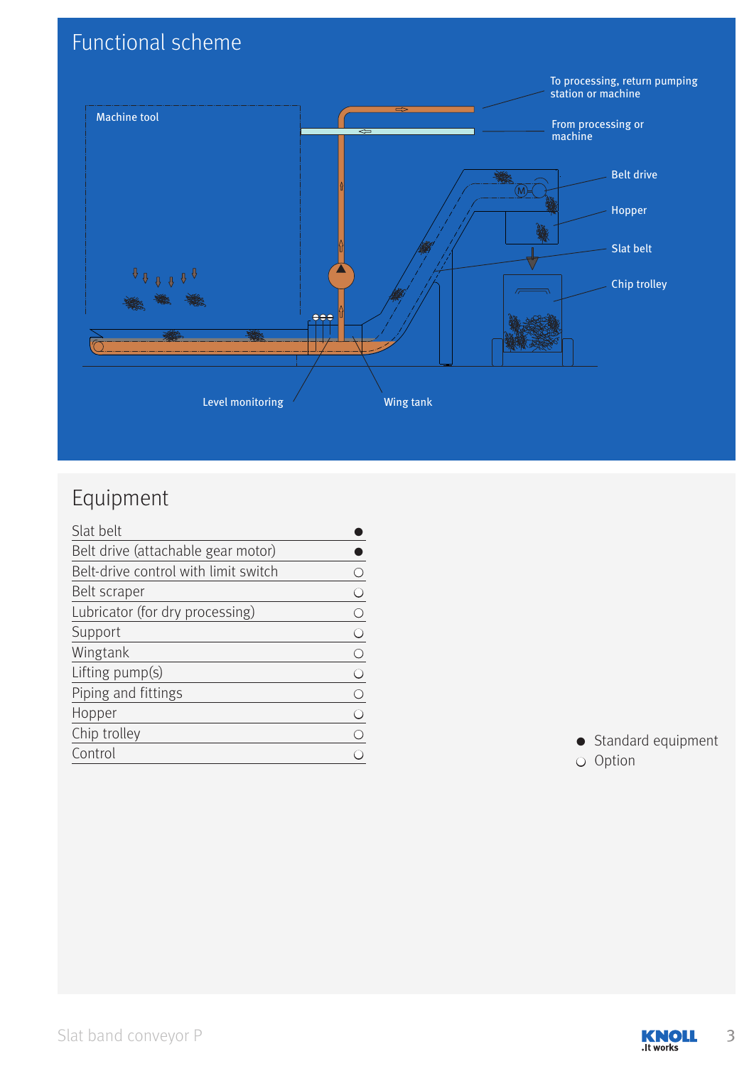## Functional scheme

Machine tool

To processing, return pumping station or machine

From processing or machine

Belt drive

Hopper

Slat belt

Chip trolley

Level monitoring

Wing tank

## Equipment

| Item | |
|---|---|
| Slat belt | ● |
| Belt drive (attachable gear motor) | ● |
| Belt-drive control with limit switch | ○ |
| Belt scraper | ○ |
| Lubricator (for dry processing) | ○ |
| Support | ○ |
| Wingtank | ○ |
| Lifting pump(s) | ○ |
| Piping and fittings | ○ |
| Hopper | ○ |
| Chip trolley | ○ |
| Control | ○ |

● Standard equipment
○ Option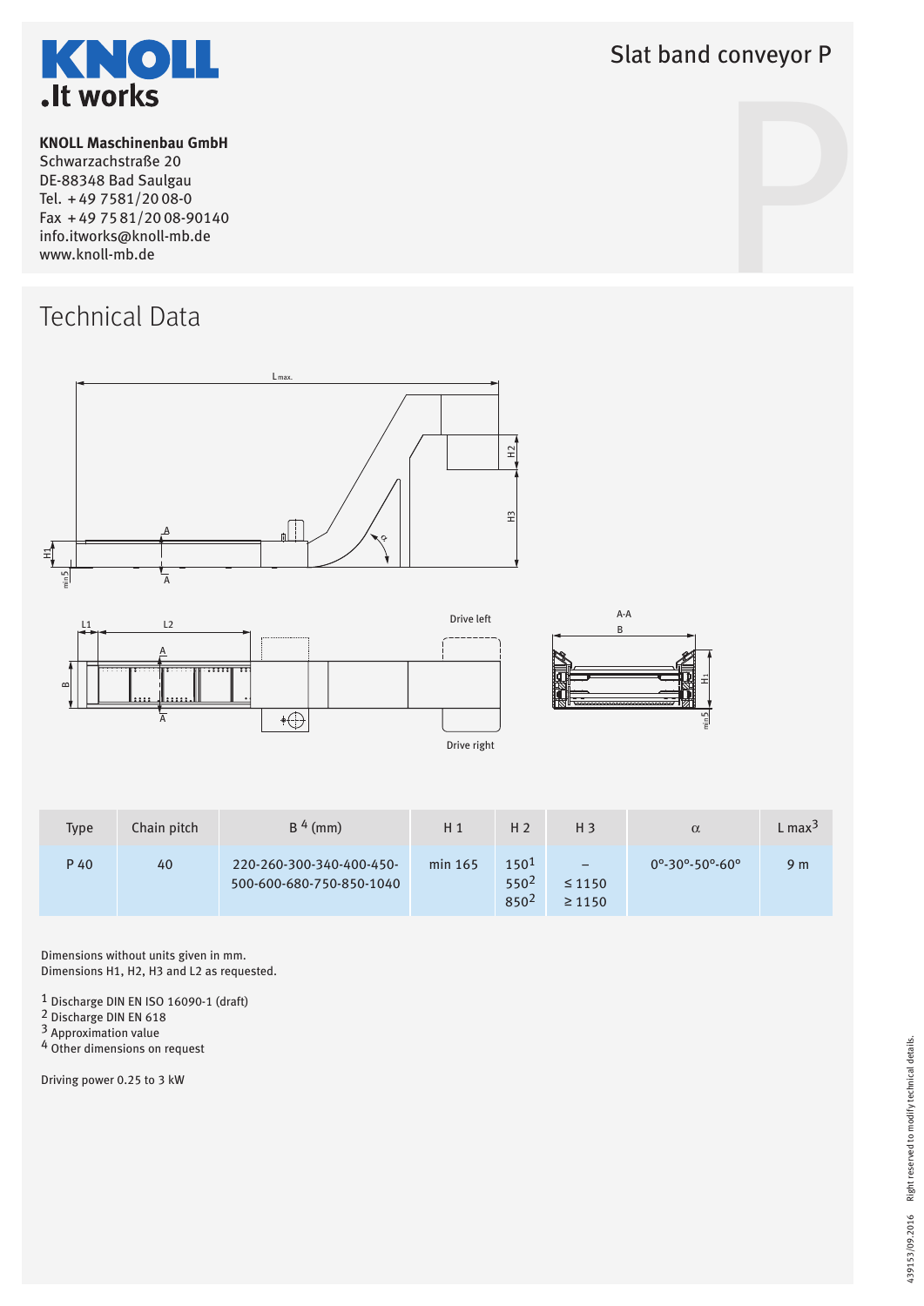# Slat band conveyor P

**KNOLL Maschinenbau GmbH**
Schwarzachstraße 20
DE-88348 Bad Saulgau
Tel. +49 7581/20 08-0
Fax +49 75 81/20 08-90140
info.itworks@knoll-mb.de
www.knoll-mb.de

## Technical Data

Lmax.

H2

H3

H1

min 5

A

α

L1 L2

B

Drive left

Drive right

A-A

| Type | Chain pitch | B [4] (mm) | H 1 | H 2 | H 3 | α | L max[3] |
|---|---|---|---|---|---|---|---|
| P 40 | 40 | 220-260-300-340-400-450-500-600-680-750-850-1040 | min 165 | 150[1]<br>550[2]<br>850[2] | –<br>≤ 1150<br>≥ 1150 | 0°-30°-50°-60° | 9 m |

Dimensions without units given in mm.
Dimensions H1, H2, H3 and L2 as requested.

[1] Discharge DIN EN ISO 16090-1 (draft)
[2] Discharge DIN EN 618
[3] Approximation value
[4] Other dimensions on request

Driving power 0.25 to 3 kW

439153/09.2016 Right reserved to modify technical details.